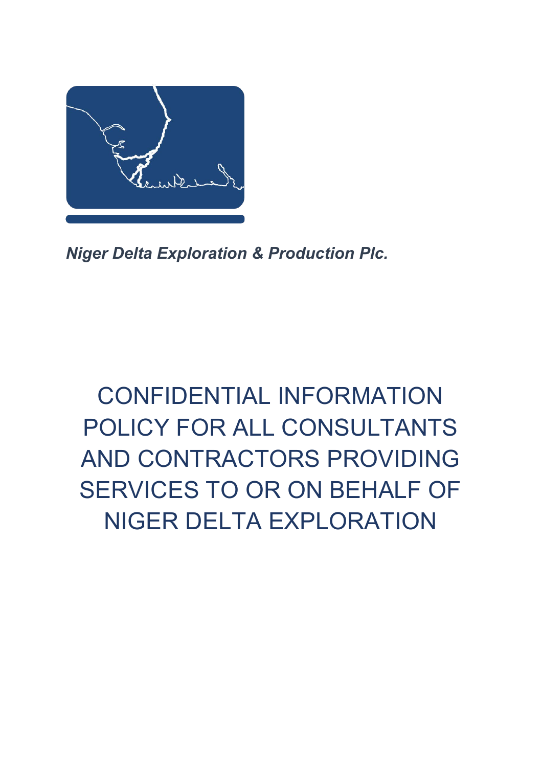*Niger Delta Exploration & Production Plc.*

# CONFIDENTIAL INFORMATION POLICY FOR ALL CONSULTANTS AND CONTRACTORS PROVIDING SERVICES TO OR ON BEHALF OF NIGER DELTA EXPLORATION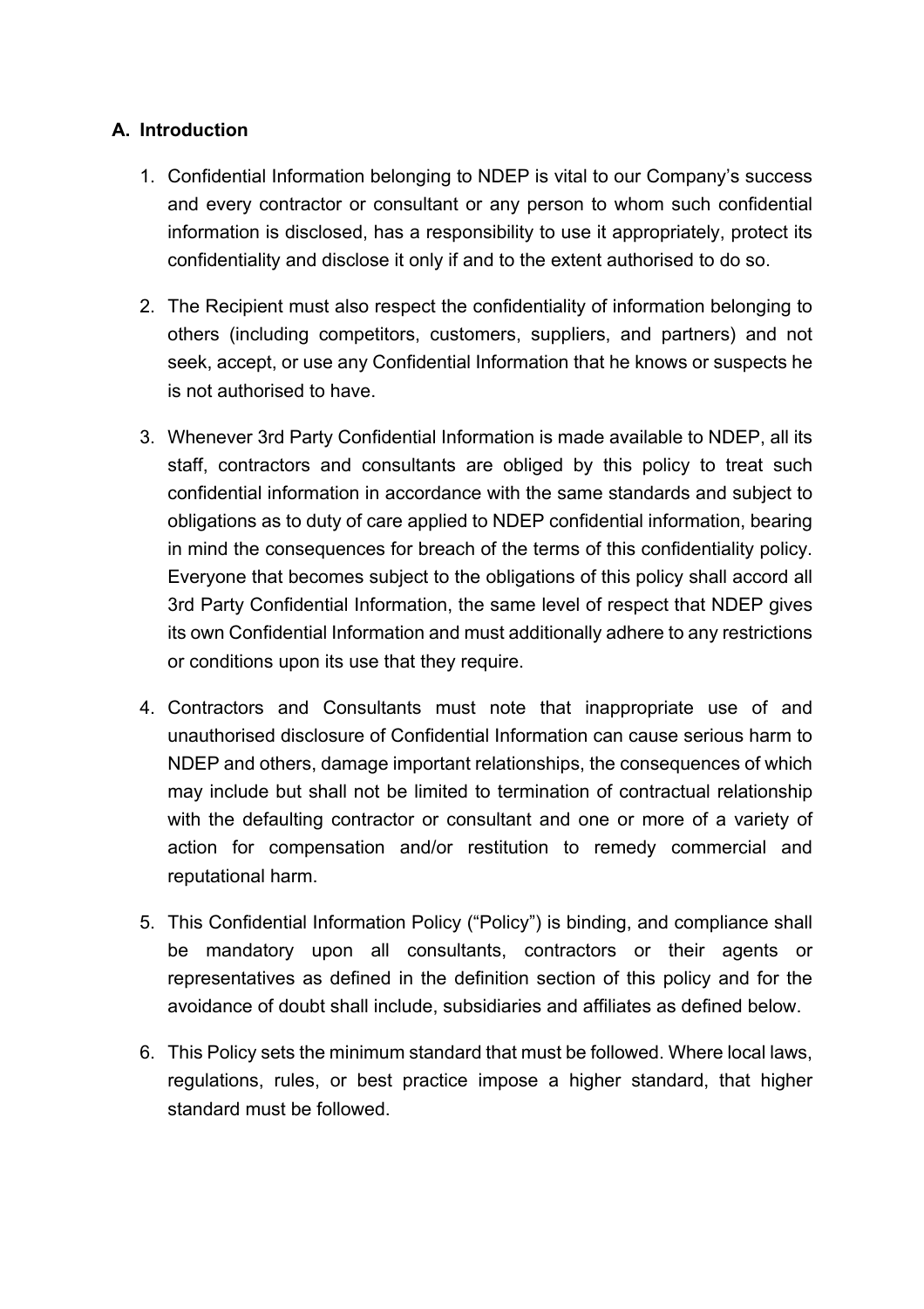## A. Introduction

1. Confidential Information belonging to NDEP is vital to our Company's success and every contractor or consultant or any person to whom such confidential information is disclosed, has a responsibility to use it appropriately, protect its confidentiality and disclose it only if and to the extent authorised to do so.

2. The Recipient must also respect the confidentiality of information belonging to others (including competitors, customers, suppliers, and partners) and not seek, accept, or use any Confidential Information that he knows or suspects he is not authorised to have.

3. Whenever 3rd Party Confidential Information is made available to NDEP, all its staff, contractors and consultants are obliged by this policy to treat such confidential information in accordance with the same standards and subject to obligations as to duty of care applied to NDEP confidential information, bearing in mind the consequences for breach of the terms of this confidentiality policy. Everyone that becomes subject to the obligations of this policy shall accord all 3rd Party Confidential Information, the same level of respect that NDEP gives its own Confidential Information and must additionally adhere to any restrictions or conditions upon its use that they require.

4. Contractors and Consultants must note that inappropriate use of and unauthorised disclosure of Confidential Information can cause serious harm to NDEP and others, damage important relationships, the consequences of which may include but shall not be limited to termination of contractual relationship with the defaulting contractor or consultant and one or more of a variety of action for compensation and/or restitution to remedy commercial and reputational harm.

5. This Confidential Information Policy ("Policy") is binding, and compliance shall be mandatory upon all consultants, contractors or their agents or representatives as defined in the definition section of this policy and for the avoidance of doubt shall include, subsidiaries and affiliates as defined below.

6. This Policy sets the minimum standard that must be followed. Where local laws, regulations, rules, or best practice impose a higher standard, that higher standard must be followed.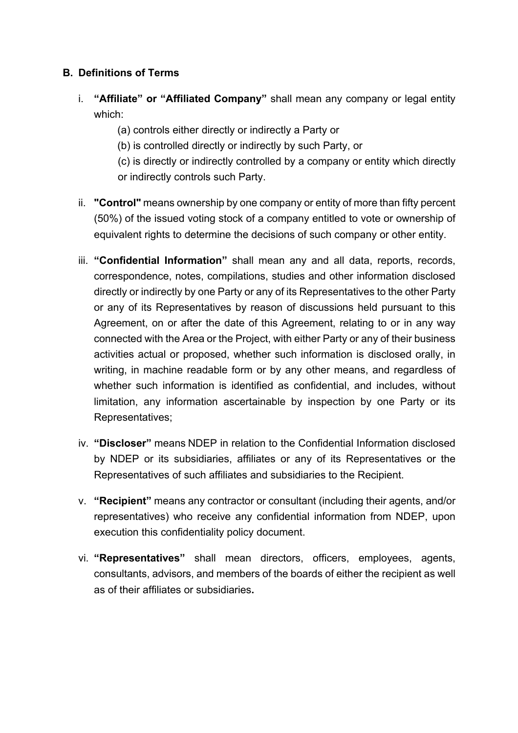## B. Definitions of Terms

i. **"Affiliate" or "Affiliated Company"** shall mean any company or legal entity which:

   (a) controls either directly or indirectly a Party or

   (b) is controlled directly or indirectly by such Party, or

   (c) is directly or indirectly controlled by a company or entity which directly or indirectly controls such Party.

ii. **"Control"** means ownership by one company or entity of more than fifty percent (50%) of the issued voting stock of a company entitled to vote or ownership of equivalent rights to determine the decisions of such company or other entity.

iii. **"Confidential Information"** shall mean any and all data, reports, records, correspondence, notes, compilations, studies and other information disclosed directly or indirectly by one Party or any of its Representatives to the other Party or any of its Representatives by reason of discussions held pursuant to this Agreement, on or after the date of this Agreement, relating to or in any way connected with the Area or the Project, with either Party or any of their business activities actual or proposed, whether such information is disclosed orally, in writing, in machine readable form or by any other means, and regardless of whether such information is identified as confidential, and includes, without limitation, any information ascertainable by inspection by one Party or its Representatives;

iv. **"Discloser"** means NDEP in relation to the Confidential Information disclosed by NDEP or its subsidiaries, affiliates or any of its Representatives or the Representatives of such affiliates and subsidiaries to the Recipient.

v. **"Recipient"** means any contractor or consultant (including their agents, and/or representatives) who receive any confidential information from NDEP, upon execution this confidentiality policy document.

vi. **"Representatives"** shall mean directors, officers, employees, agents, consultants, advisors, and members of the boards of either the recipient as well as of their affiliates or subsidiaries**.**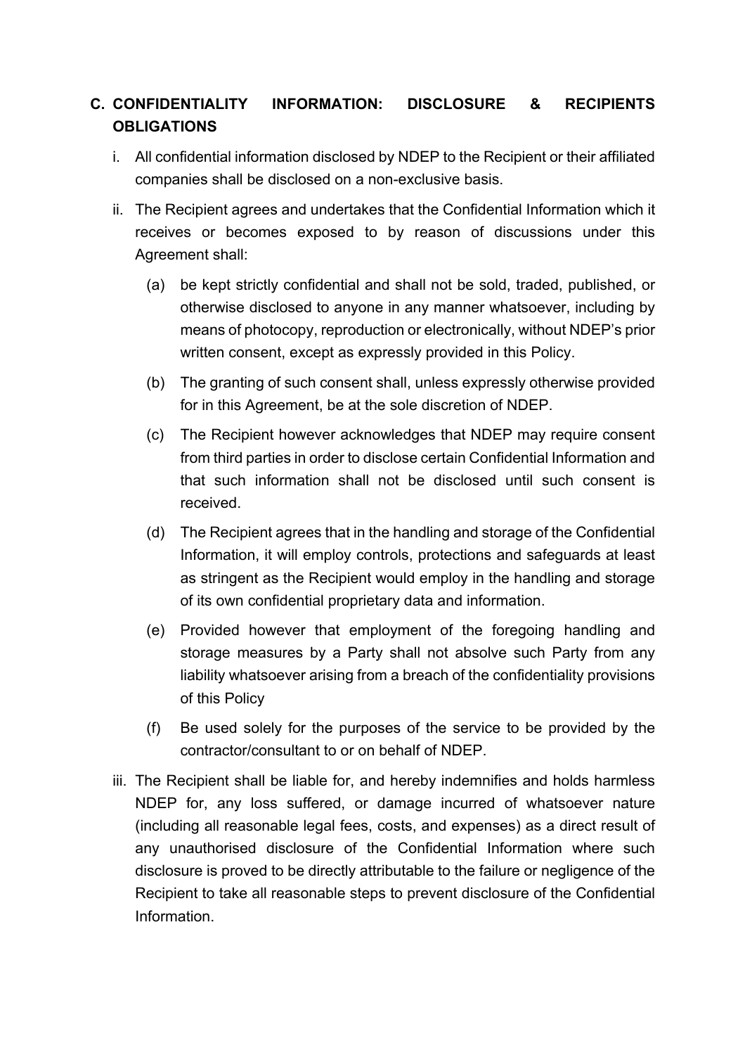## C. CONFIDENTIALITY INFORMATION: DISCLOSURE & RECIPIENTS OBLIGATIONS

i. All confidential information disclosed by NDEP to the Recipient or their affiliated companies shall be disclosed on a non-exclusive basis.

ii. The Recipient agrees and undertakes that the Confidential Information which it receives or becomes exposed to by reason of discussions under this Agreement shall:

   (a) be kept strictly confidential and shall not be sold, traded, published, or otherwise disclosed to anyone in any manner whatsoever, including by means of photocopy, reproduction or electronically, without NDEP's prior written consent, except as expressly provided in this Policy.

   (b) The granting of such consent shall, unless expressly otherwise provided for in this Agreement, be at the sole discretion of NDEP.

   (c) The Recipient however acknowledges that NDEP may require consent from third parties in order to disclose certain Confidential Information and that such information shall not be disclosed until such consent is received.

   (d) The Recipient agrees that in the handling and storage of the Confidential Information, it will employ controls, protections and safeguards at least as stringent as the Recipient would employ in the handling and storage of its own confidential proprietary data and information.

   (e) Provided however that employment of the foregoing handling and storage measures by a Party shall not absolve such Party from any liability whatsoever arising from a breach of the confidentiality provisions of this Policy

   (f) Be used solely for the purposes of the service to be provided by the contractor/consultant to or on behalf of NDEP.

iii. The Recipient shall be liable for, and hereby indemnifies and holds harmless NDEP for, any loss suffered, or damage incurred of whatsoever nature (including all reasonable legal fees, costs, and expenses) as a direct result of any unauthorised disclosure of the Confidential Information where such disclosure is proved to be directly attributable to the failure or negligence of the Recipient to take all reasonable steps to prevent disclosure of the Confidential Information.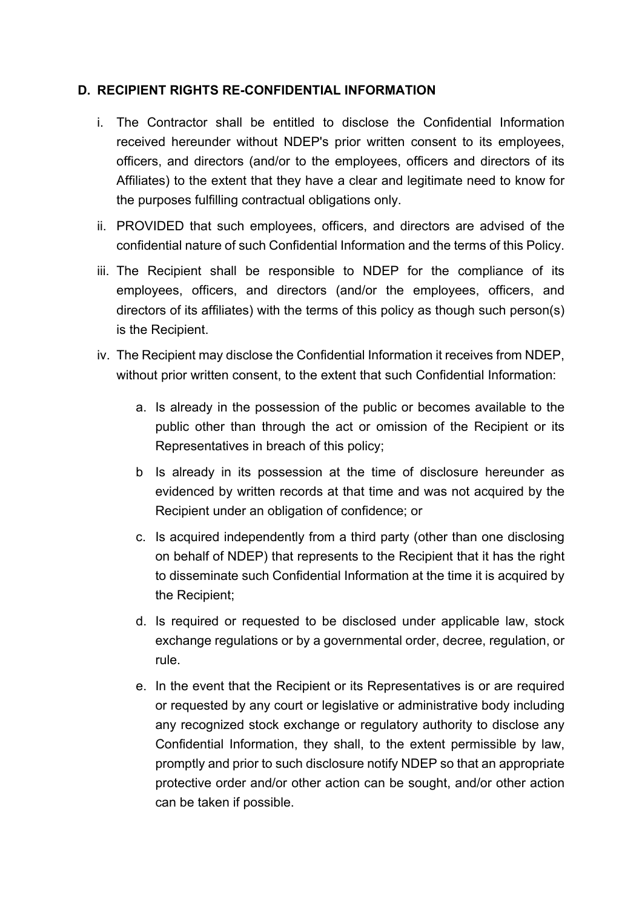## D. RECIPIENT RIGHTS RE-CONFIDENTIAL INFORMATION

i. The Contractor shall be entitled to disclose the Confidential Information received hereunder without NDEP's prior written consent to its employees, officers, and directors (and/or to the employees, officers and directors of its Affiliates) to the extent that they have a clear and legitimate need to know for the purposes fulfilling contractual obligations only.

ii. PROVIDED that such employees, officers, and directors are advised of the confidential nature of such Confidential Information and the terms of this Policy.

iii. The Recipient shall be responsible to NDEP for the compliance of its employees, officers, and directors (and/or the employees, officers, and directors of its affiliates) with the terms of this policy as though such person(s) is the Recipient.

iv. The Recipient may disclose the Confidential Information it receives from NDEP, without prior written consent, to the extent that such Confidential Information:

   a. Is already in the possession of the public or becomes available to the public other than through the act or omission of the Recipient or its Representatives in breach of this policy;

   b Is already in its possession at the time of disclosure hereunder as evidenced by written records at that time and was not acquired by the Recipient under an obligation of confidence; or

   c. Is acquired independently from a third party (other than one disclosing on behalf of NDEP) that represents to the Recipient that it has the right to disseminate such Confidential Information at the time it is acquired by the Recipient;

   d. Is required or requested to be disclosed under applicable law, stock exchange regulations or by a governmental order, decree, regulation, or rule.

   e. In the event that the Recipient or its Representatives is or are required or requested by any court or legislative or administrative body including any recognized stock exchange or regulatory authority to disclose any Confidential Information, they shall, to the extent permissible by law, promptly and prior to such disclosure notify NDEP so that an appropriate protective order and/or other action can be sought, and/or other action can be taken if possible.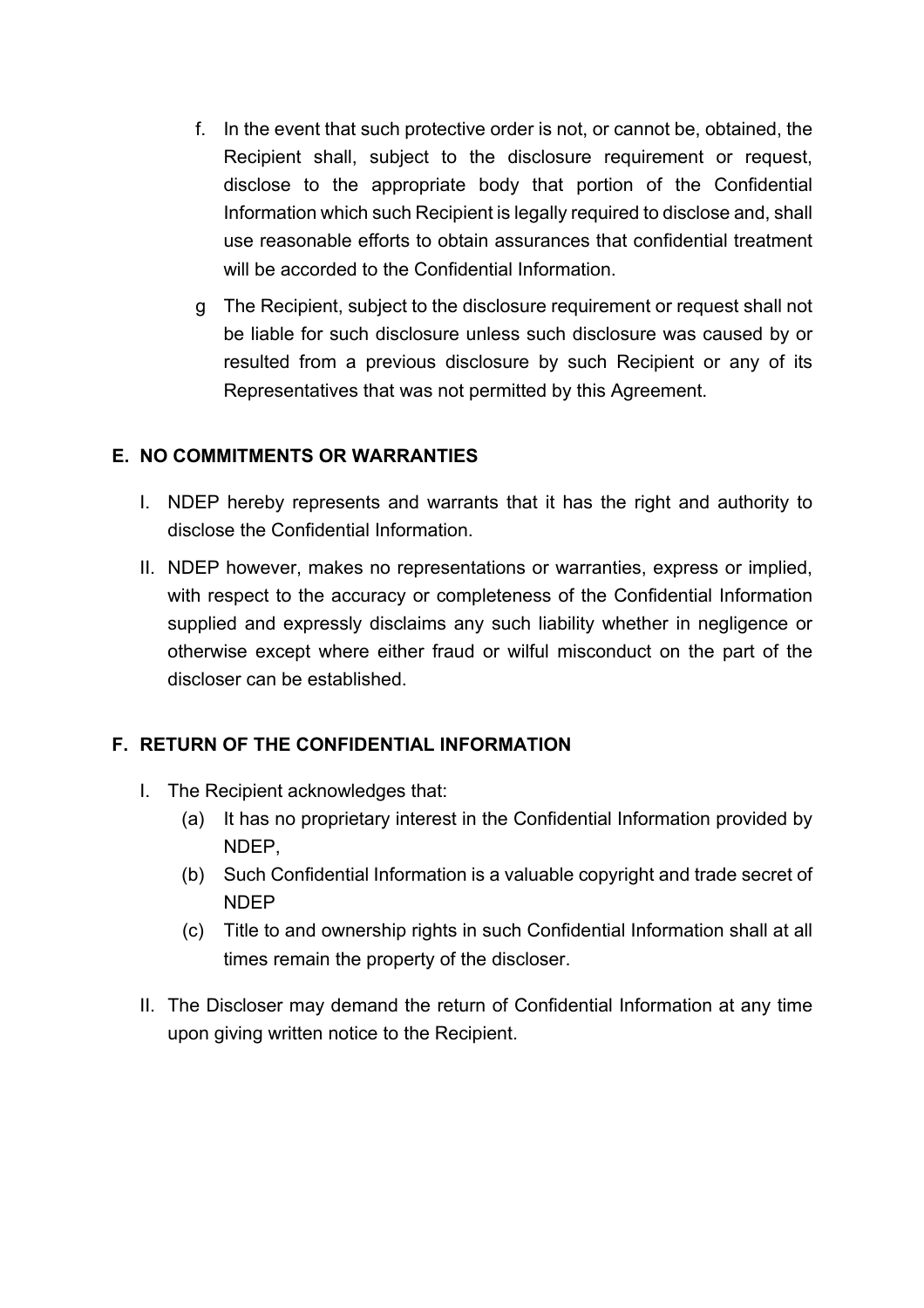f. In the event that such protective order is not, or cannot be, obtained, the Recipient shall, subject to the disclosure requirement or request, disclose to the appropriate body that portion of the Confidential Information which such Recipient is legally required to disclose and, shall use reasonable efforts to obtain assurances that confidential treatment will be accorded to the Confidential Information.

g The Recipient, subject to the disclosure requirement or request shall not be liable for such disclosure unless such disclosure was caused by or resulted from a previous disclosure by such Recipient or any of its Representatives that was not permitted by this Agreement.

## E. NO COMMITMENTS OR WARRANTIES

I. NDEP hereby represents and warrants that it has the right and authority to disclose the Confidential Information.

II. NDEP however, makes no representations or warranties, express or implied, with respect to the accuracy or completeness of the Confidential Information supplied and expressly disclaims any such liability whether in negligence or otherwise except where either fraud or wilful misconduct on the part of the discloser can be established.

## F. RETURN OF THE CONFIDENTIAL INFORMATION

I. The Recipient acknowledges that:

  (a) It has no proprietary interest in the Confidential Information provided by NDEP,

  (b) Such Confidential Information is a valuable copyright and trade secret of NDEP

  (c) Title to and ownership rights in such Confidential Information shall at all times remain the property of the discloser.

II. The Discloser may demand the return of Confidential Information at any time upon giving written notice to the Recipient.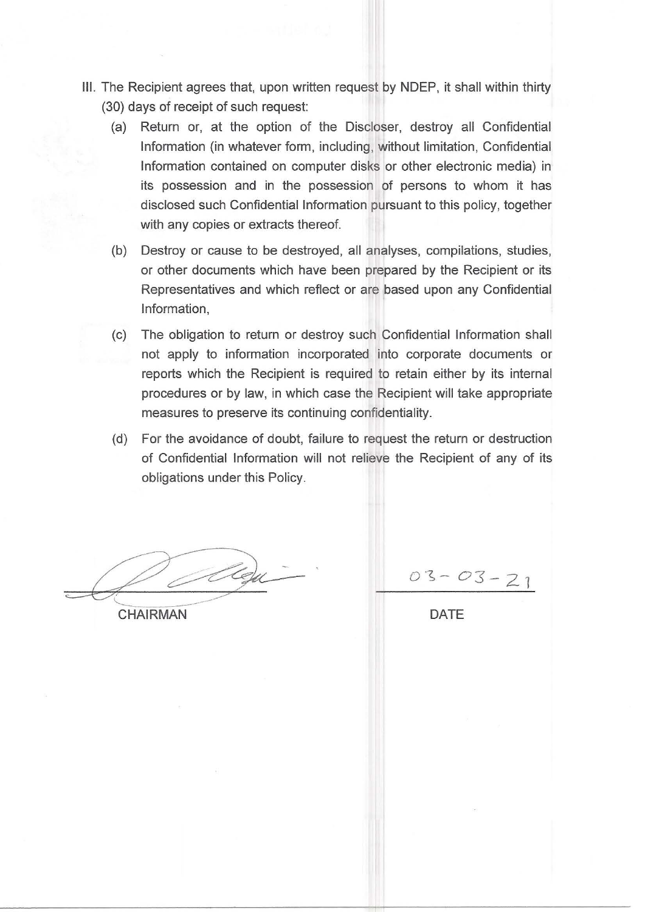III. The Recipient agrees that, upon written request by NDEP, it shall within thirty (30) days of receipt of such request:

(a) Return or, at the option of the Discloser, destroy all Confidential Information (in whatever form, including, without limitation, Confidential Information contained on computer disks or other electronic media) in its possession and in the possession of persons to whom it has disclosed such Confidential Information pursuant to this policy, together with any copies or extracts thereof.

(b) Destroy or cause to be destroyed, all analyses, compilations, studies, or other documents which have been prepared by the Recipient or its Representatives and which reflect or are based upon any Confidential Information,

(c) The obligation to return or destroy such Confidential Information shall not apply to information incorporated into corporate documents or reports which the Recipient is required to retain either by its internal procedures or by law, in which case the Recipient will take appropriate measures to preserve its continuing confidentiality.

(d) For the avoidance of doubt, failure to request the return or destruction of Confidential Information will not relieve the Recipient of any of its obligations under this Policy.

CHAIRMAN

03-03-21

DATE